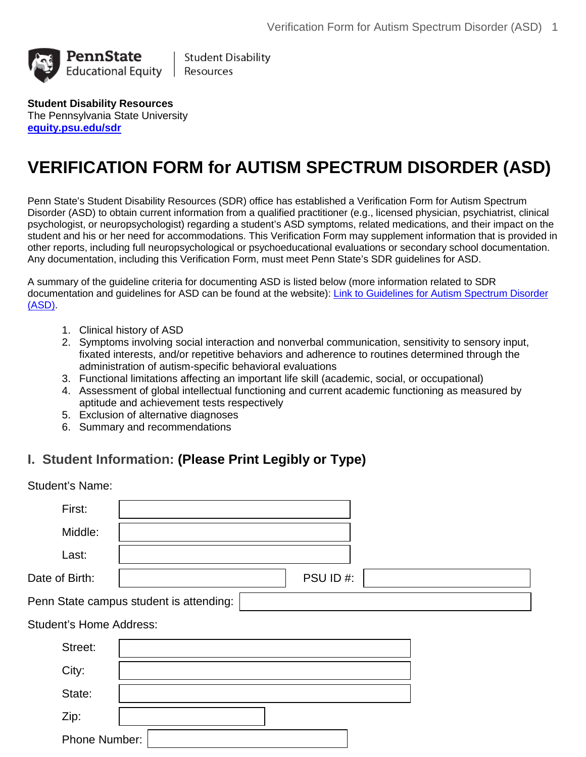PennState Educational Equity | Student Disability Resources

**Student Disability Resources**
The Pennsylvania State University
**equity.psu.edu/sdr**

# VERIFICATION FORM for AUTISM SPECTRUM DISORDER (ASD)

Penn State's Student Disability Resources (SDR) office has established a Verification Form for Autism Spectrum Disorder (ASD) to obtain current information from a qualified practitioner (e.g., licensed physician, psychiatrist, clinical psychologist, or neuropsychologist) regarding a student's ASD symptoms, related medications, and their impact on the student and his or her need for accommodations. This Verification Form may supplement information that is provided in other reports, including full neuropsychological or psychoeducational evaluations or secondary school documentation. Any documentation, including this Verification Form, must meet Penn State's SDR guidelines for ASD.

A summary of the guideline criteria for documenting ASD is listed below (more information related to SDR documentation and guidelines for ASD can be found at the website): Link to Guidelines for Autism Spectrum Disorder (ASD).

1. Clinical history of ASD
2. Symptoms involving social interaction and nonverbal communication, sensitivity to sensory input, fixated interests, and/or repetitive behaviors and adherence to routines determined through the administration of autism-specific behavioral evaluations
3. Functional limitations affecting an important life skill (academic, social, or occupational)
4. Assessment of global intellectual functioning and current academic functioning as measured by aptitude and achievement tests respectively
5. Exclusion of alternative diagnoses
6. Summary and recommendations

## I. Student Information: (Please Print Legibly or Type)

Student's Name:

First: ____________________

Middle: ____________________

Last: ____________________

Date of Birth: ____________________ PSU ID #: ____________________

Penn State campus student is attending: ____________________

Student's Home Address:

Street: ____________________

City: ____________________

State: ____________________

Zip: ____________________

Phone Number: ____________________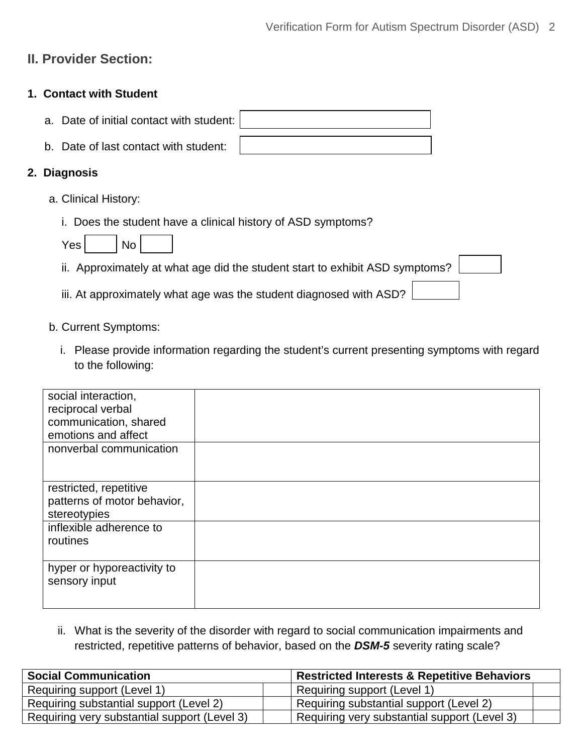## II. Provider Section:

**1. Contact with Student**

a. Date of initial contact with student:

b. Date of last contact with student:

**2. Diagnosis**

a. Clinical History:

i. Does the student have a clinical history of ASD symptoms?

Yes ☐ No ☐

ii. Approximately at what age did the student start to exhibit ASD symptoms?

iii. At approximately what age was the student diagnosed with ASD?

b. Current Symptoms:

i. Please provide information regarding the student's current presenting symptoms with regard to the following:

| | |
|---|---|
| social interaction, reciprocal verbal communication, shared emotions and affect | |
| nonverbal communication | |
| restricted, repetitive patterns of motor behavior, stereotypies | |
| inflexible adherence to routines | |
| hyper or hyporeactivity to sensory input | |

ii. What is the severity of the disorder with regard to social communication impairments and restricted, repetitive patterns of behavior, based on the ***DSM-5*** severity rating scale?

| **Social Communication** | | **Restricted Interests & Repetitive Behaviors** | |
|---|---|---|---|
| Requiring support (Level 1) | | Requiring support (Level 1) | |
| Requiring substantial support (Level 2) | | Requiring substantial support (Level 2) | |
| Requiring very substantial support (Level 3) | | Requiring very substantial support (Level 3) | |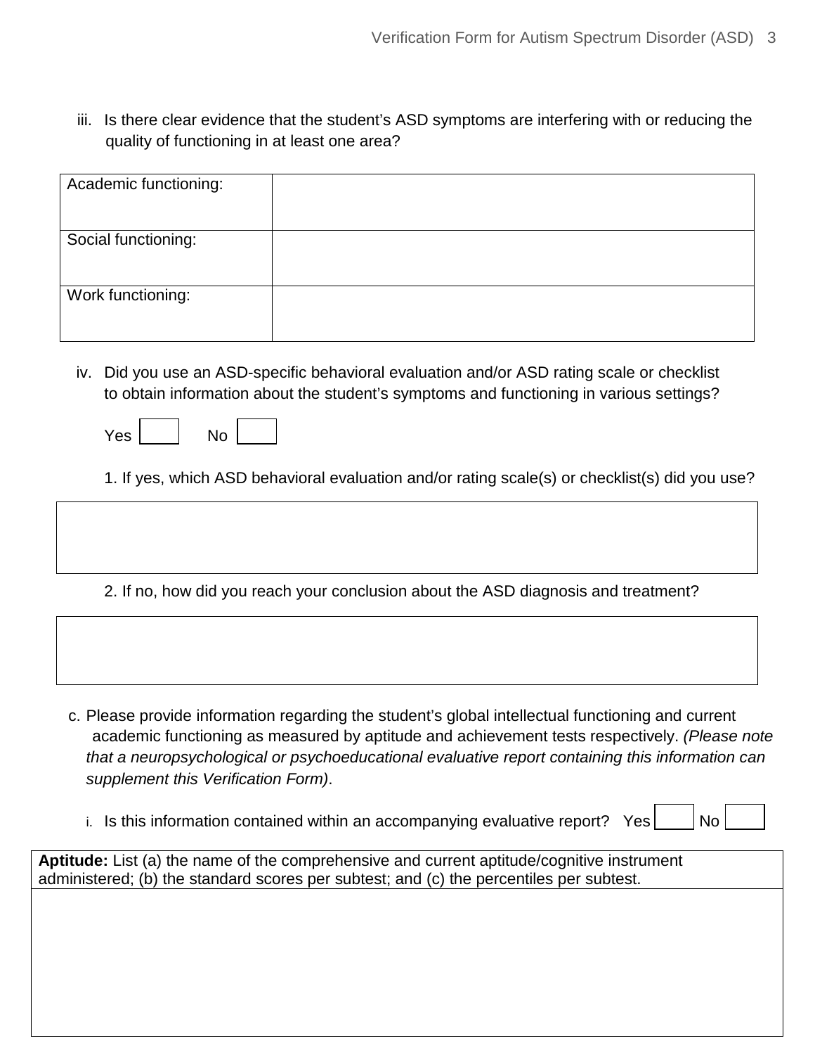iii. Is there clear evidence that the student's ASD symptoms are interfering with or reducing the quality of functioning in at least one area?

| Academic functioning: | |
|---|---|
| Social functioning: | |
| Work functioning: | |

iv. Did you use an ASD-specific behavioral evaluation and/or ASD rating scale or checklist to obtain information about the student's symptoms and functioning in various settings?

Yes ☐ No ☐

1. If yes, which ASD behavioral evaluation and/or rating scale(s) or checklist(s) did you use?

| |
|---|
| |

2. If no, how did you reach your conclusion about the ASD diagnosis and treatment?

| |
|---|
| |

c. Please provide information regarding the student's global intellectual functioning and current academic functioning as measured by aptitude and achievement tests respectively. *(Please note that a neuropsychological or psychoeducational evaluative report containing this information can supplement this Verification Form)*.

i. Is this information contained within an accompanying evaluative report? Yes ☐ No ☐

| **Aptitude:** List (a) the name of the comprehensive and current aptitude/cognitive instrument administered; (b) the standard scores per subtest; and (c) the percentiles per subtest. |
|---|
| |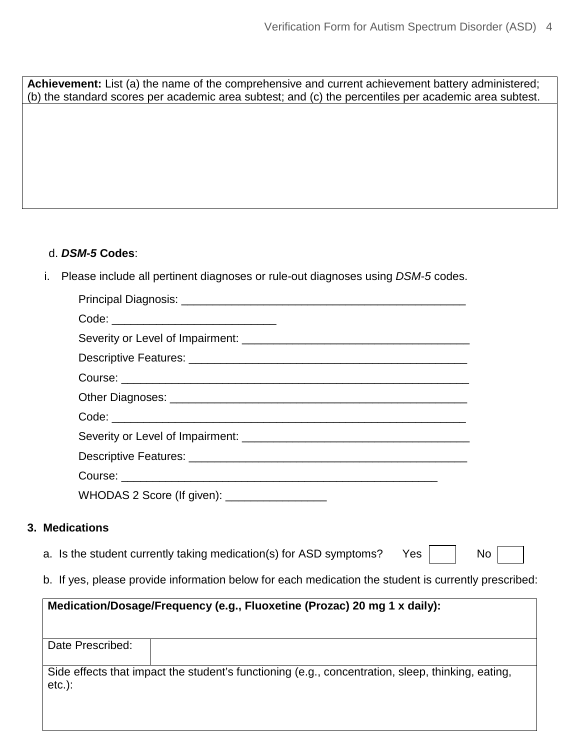| **Achievement:** List (a) the name of the comprehensive and current achievement battery administered; (b) the standard scores per academic area subtest; and (c) the percentiles per academic area subtest. |
| --- |
| |

d. ***DSM-5*** **Codes**:

i. Please include all pertinent diagnoses or rule-out diagnoses using *DSM-5* codes.

Principal Diagnosis: _______________________________________________

Code: ___________________________

Severity or Level of Impairment: _____________________________________

Descriptive Features: ______________________________________________

Course: _________________________________________________________

Other Diagnoses: _________________________________________________

Code: __________________________________________________________

Severity or Level of Impairment: _____________________________________

Descriptive Features: ______________________________________________

Course: ____________________________________________________

WHODAS 2 Score (If given): ________________

**3. Medications**

a. Is the student currently taking medication(s) for ASD symptoms? Yes ☐ No ☐

b. If yes, please provide information below for each medication the student is currently prescribed:

| **Medication/Dosage/Frequency (e.g., Fluoxetine (Prozac) 20 mg 1 x daily):** | |
| --- | --- |
| Date Prescribed: | |
| Side effects that impact the student's functioning (e.g., concentration, sleep, thinking, eating, etc.): | |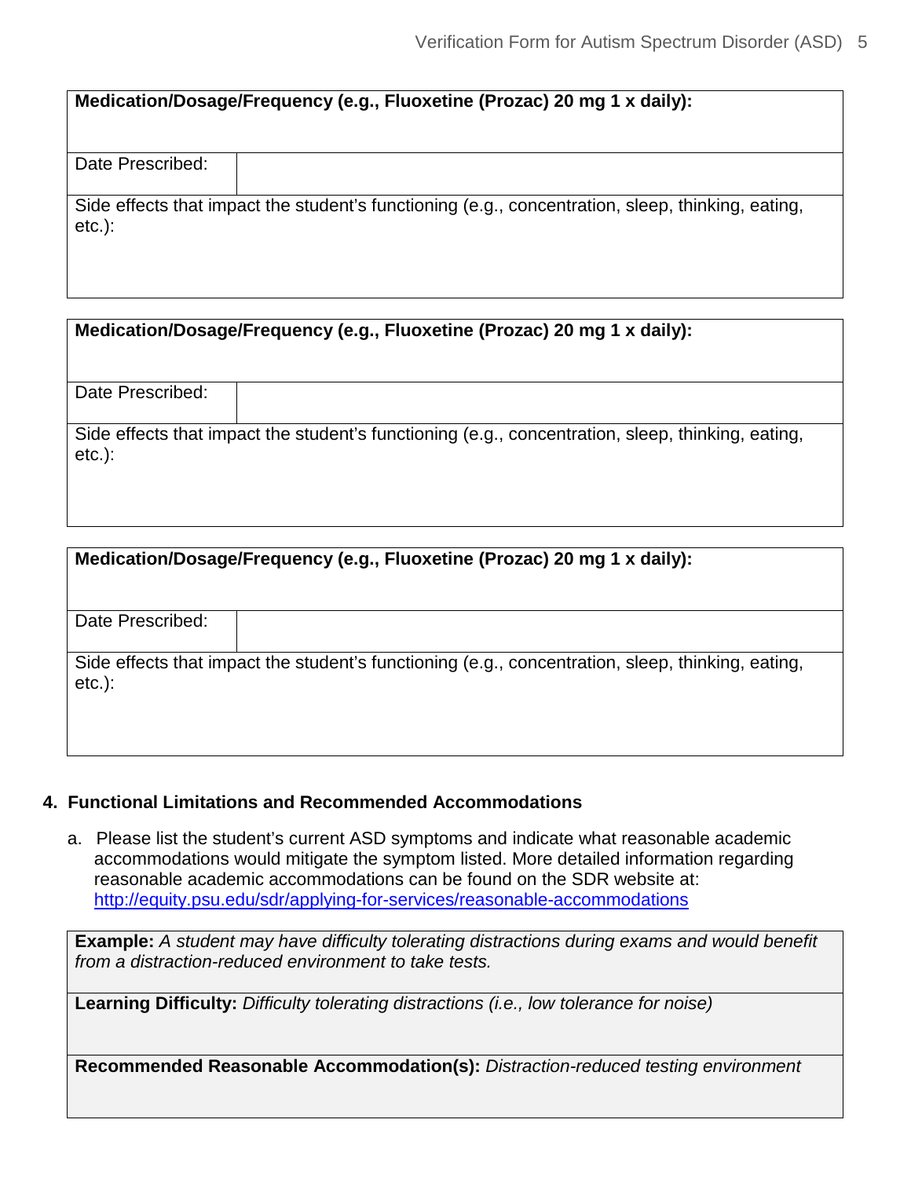| Medication/Dosage/Frequency (e.g., Fluoxetine (Prozac) 20 mg 1 x daily): | |
|---|---|
| Date Prescribed: | |
| Side effects that impact the student's functioning (e.g., concentration, sleep, thinking, eating, etc.): | |

| Medication/Dosage/Frequency (e.g., Fluoxetine (Prozac) 20 mg 1 x daily): | |
|---|---|
| Date Prescribed: | |
| Side effects that impact the student's functioning (e.g., concentration, sleep, thinking, eating, etc.): | |

| Medication/Dosage/Frequency (e.g., Fluoxetine (Prozac) 20 mg 1 x daily): | |
|---|---|
| Date Prescribed: | |
| Side effects that impact the student's functioning (e.g., concentration, sleep, thinking, eating, etc.): | |

## 4. Functional Limitations and Recommended Accommodations

a. Please list the student's current ASD symptoms and indicate what reasonable academic accommodations would mitigate the symptom listed. More detailed information regarding reasonable academic accommodations can be found on the SDR website at: http://equity.psu.edu/sdr/applying-for-services/reasonable-accommodations

| **Example:** *A student may have difficulty tolerating distractions during exams and would benefit from a distraction-reduced environment to take tests.* |
|---|
| **Learning Difficulty:** *Difficulty tolerating distractions (i.e., low tolerance for noise)* |
| **Recommended Reasonable Accommodation(s):** *Distraction-reduced testing environment* |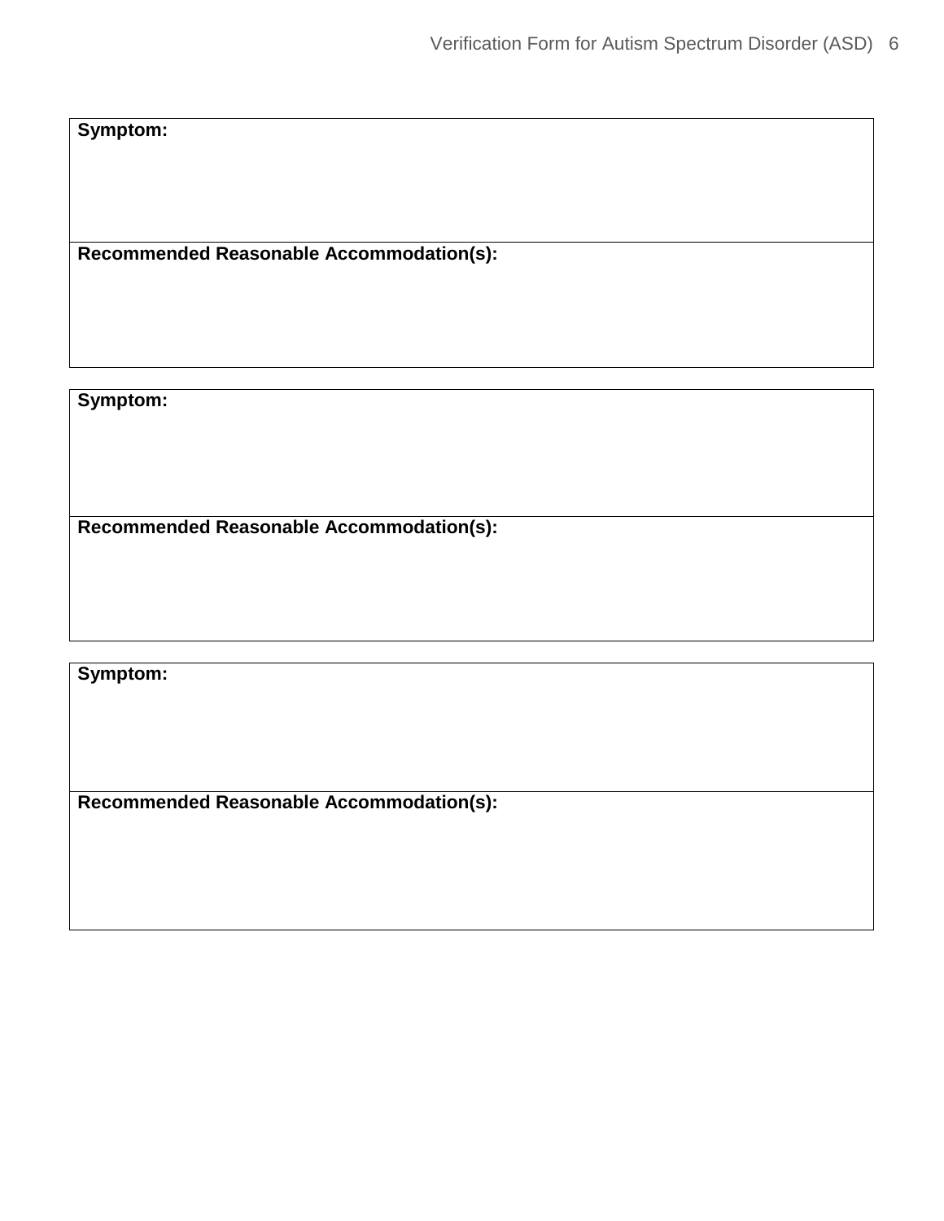| **Symptom:** |
| --- |
| **Recommended Reasonable Accommodation(s):** |

| **Symptom:** |
| --- |
| **Recommended Reasonable Accommodation(s):** |

| **Symptom:** |
| --- |
| **Recommended Reasonable Accommodation(s):** |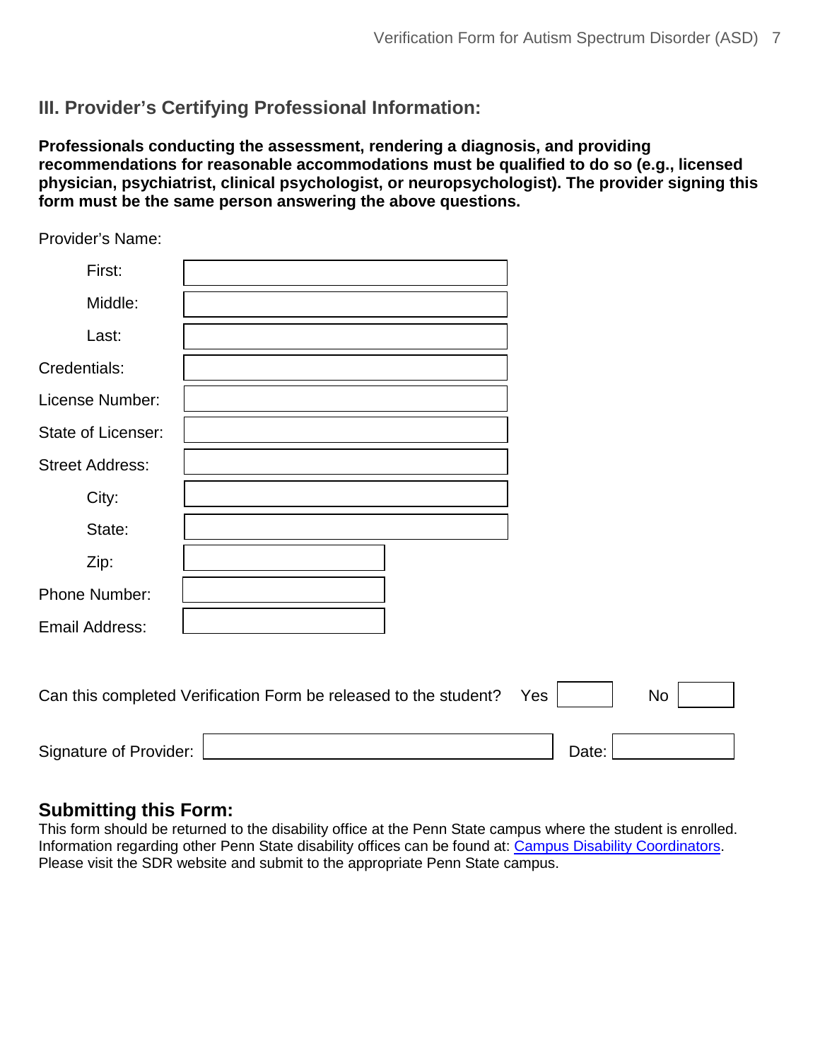## III. Provider's Certifying Professional Information:

**Professionals conducting the assessment, rendering a diagnosis, and providing recommendations for reasonable accommodations must be qualified to do so (e.g., licensed physician, psychiatrist, clinical psychologist, or neuropsychologist). The provider signing this form must be the same person answering the above questions.**

Provider's Name:

First:

Middle:

Last:

Credentials:

License Number:

State of Licenser:

Street Address:

City:

State:

Zip:

Phone Number:

Email Address:

Can this completed Verification Form be released to the student? Yes ☐ No ☐

Signature of Provider: Date:

### Submitting this Form:

This form should be returned to the disability office at the Penn State campus where the student is enrolled. Information regarding other Penn State disability offices can be found at: [Campus Disability Coordinators](). Please visit the SDR website and submit to the appropriate Penn State campus.